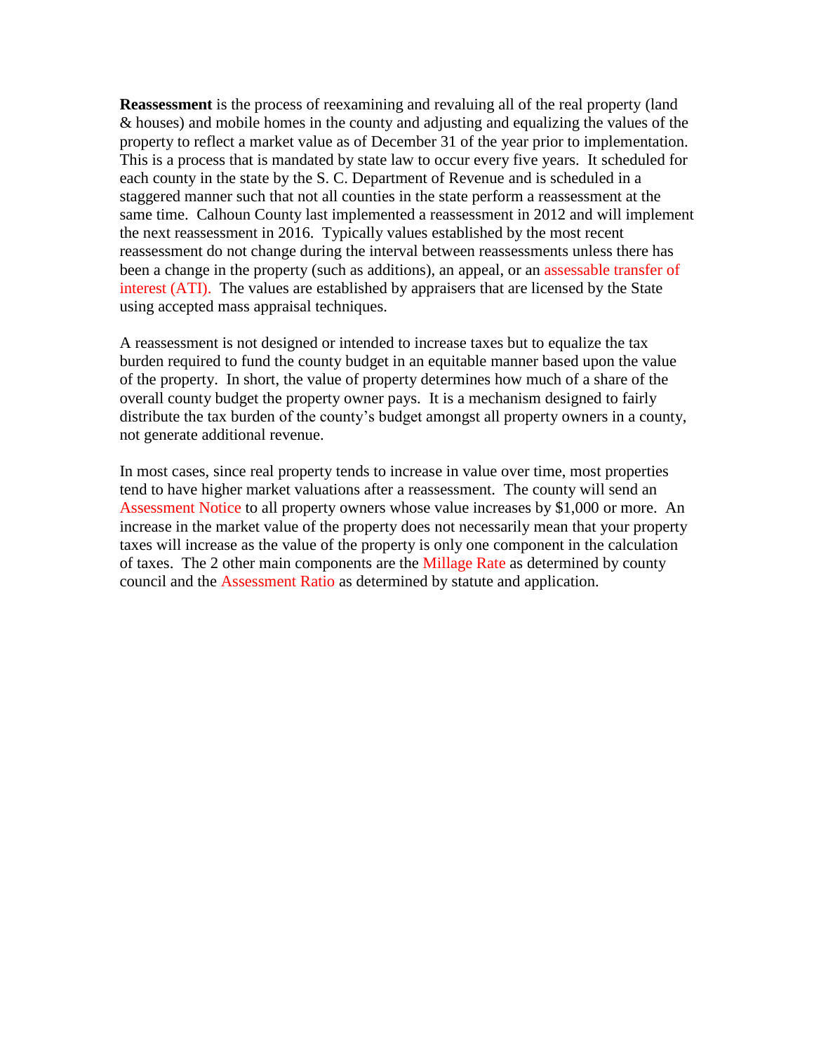**Reassessment** is the process of reexamining and revaluing all of the real property (land & houses) and mobile homes in the county and adjusting and equalizing the values of the property to reflect a market value as of December 31 of the year prior to implementation. This is a process that is mandated by state law to occur every five years. It scheduled for each county in the state by the S. C. Department of Revenue and is scheduled in a staggered manner such that not all counties in the state perform a reassessment at the same time. Calhoun County last implemented a reassessment in 2012 and will implement the next reassessment in 2016. Typically values established by the most recent reassessment do not change during the interval between reassessments unless there has been a change in the property (such as additions), an appeal, or an assessable transfer of interest (ATI). The values are established by appraisers that are licensed by the State using accepted mass appraisal techniques.

A reassessment is not designed or intended to increase taxes but to equalize the tax burden required to fund the county budget in an equitable manner based upon the value of the property. In short, the value of property determines how much of a share of the overall county budget the property owner pays. It is a mechanism designed to fairly distribute the tax burden of the county's budget amongst all property owners in a county, not generate additional revenue.

In most cases, since real property tends to increase in value over time, most properties tend to have higher market valuations after a reassessment. The county will send an Assessment Notice to all property owners whose value increases by $1,000 or more. An increase in the market value of the property does not necessarily mean that your property taxes will increase as the value of the property is only one component in the calculation of taxes. The 2 other main components are the Millage Rate as determined by county council and the Assessment Ratio as determined by statute and application.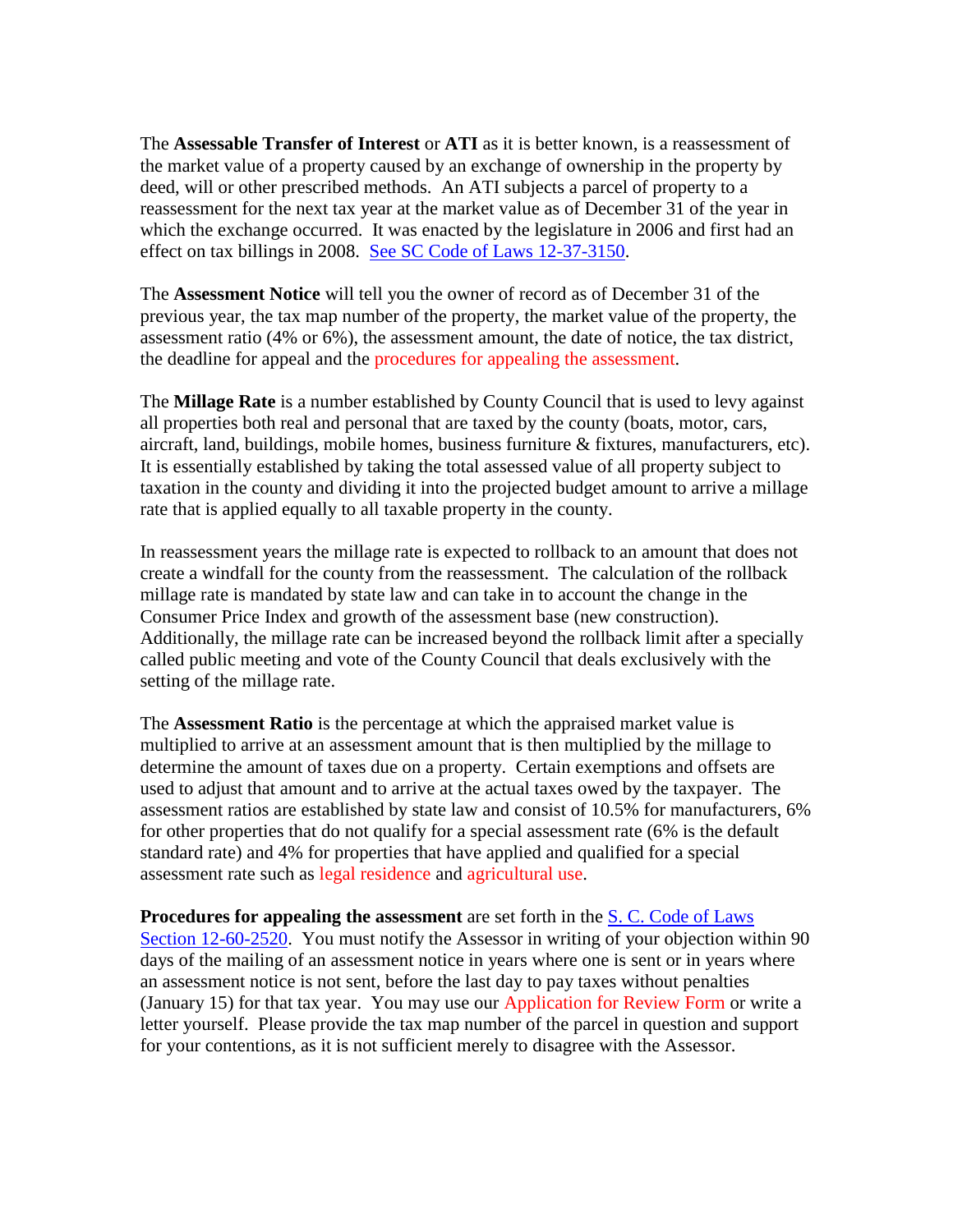The **Assessable Transfer of Interest** or **ATI** as it is better known, is a reassessment of the market value of a property caused by an exchange of ownership in the property by deed, will or other prescribed methods. An ATI subjects a parcel of property to a reassessment for the next tax year at the market value as of December 31 of the year in which the exchange occurred. It was enacted by the legislature in 2006 and first had an effect on tax billings in 2008. See SC Code of Laws 12-37-3150.

The **Assessment Notice** will tell you the owner of record as of December 31 of the previous year, the tax map number of the property, the market value of the property, the assessment ratio (4% or 6%), the assessment amount, the date of notice, the tax district, the deadline for appeal and the procedures for appealing the assessment.

The **Millage Rate** is a number established by County Council that is used to levy against all properties both real and personal that are taxed by the county (boats, motor, cars, aircraft, land, buildings, mobile homes, business furniture & fixtures, manufacturers, etc). It is essentially established by taking the total assessed value of all property subject to taxation in the county and dividing it into the projected budget amount to arrive a millage rate that is applied equally to all taxable property in the county.

In reassessment years the millage rate is expected to rollback to an amount that does not create a windfall for the county from the reassessment. The calculation of the rollback millage rate is mandated by state law and can take in to account the change in the Consumer Price Index and growth of the assessment base (new construction). Additionally, the millage rate can be increased beyond the rollback limit after a specially called public meeting and vote of the County Council that deals exclusively with the setting of the millage rate.

The **Assessment Ratio** is the percentage at which the appraised market value is multiplied to arrive at an assessment amount that is then multiplied by the millage to determine the amount of taxes due on a property. Certain exemptions and offsets are used to adjust that amount and to arrive at the actual taxes owed by the taxpayer. The assessment ratios are established by state law and consist of 10.5% for manufacturers, 6% for other properties that do not qualify for a special assessment rate (6% is the default standard rate) and 4% for properties that have applied and qualified for a special assessment rate such as legal residence and agricultural use.

**Procedures for appealing the assessment** are set forth in the S. C. Code of Laws Section 12-60-2520. You must notify the Assessor in writing of your objection within 90 days of the mailing of an assessment notice in years where one is sent or in years where an assessment notice is not sent, before the last day to pay taxes without penalties (January 15) for that tax year. You may use our Application for Review Form or write a letter yourself. Please provide the tax map number of the parcel in question and support for your contentions, as it is not sufficient merely to disagree with the Assessor.